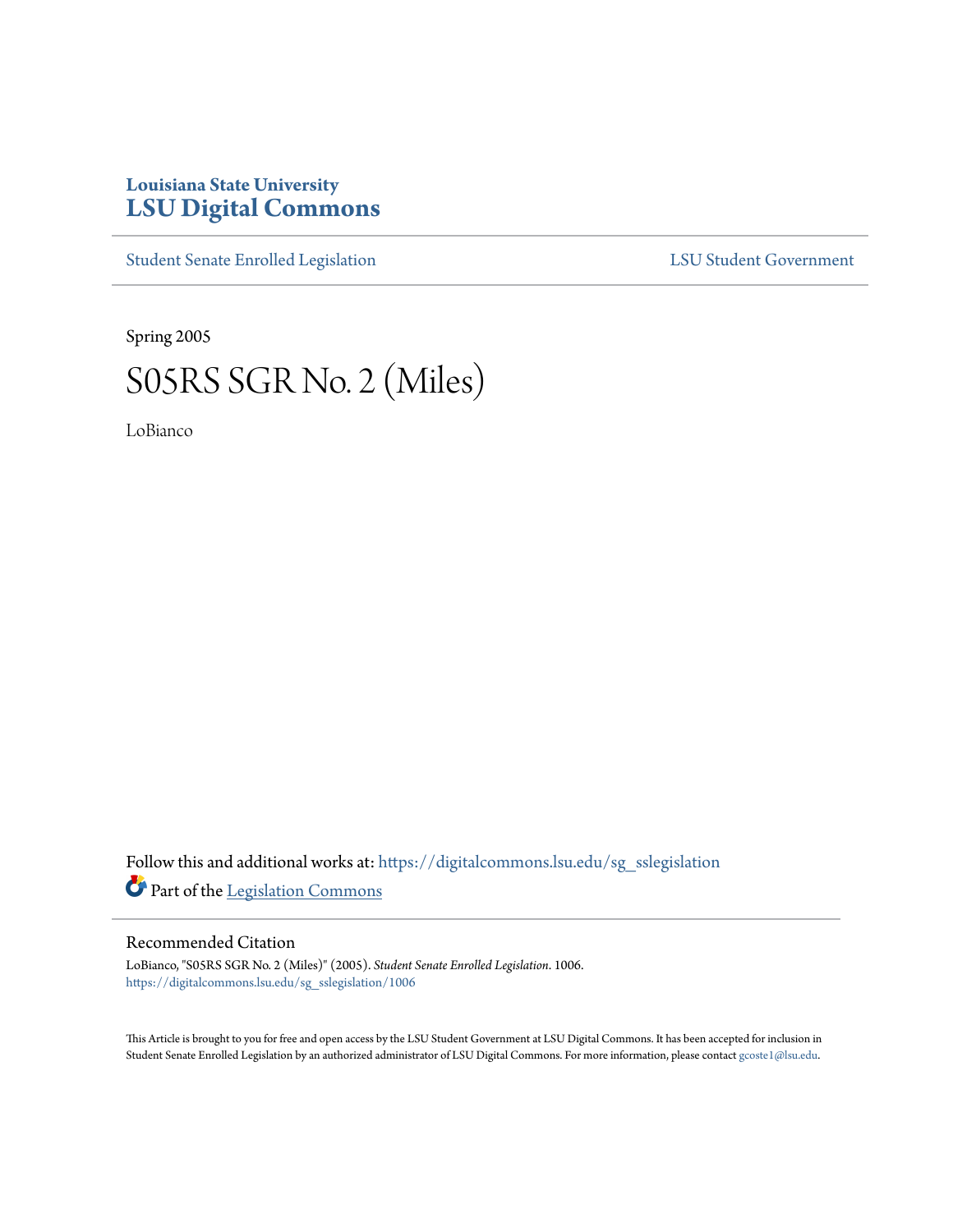Louisiana State University
# LSU Digital Commons

Student Senate Enrolled Legislation

LSU Student Government

Spring 2005

# S05RS SGR No. 2 (Miles)

LoBianco

Follow this and additional works at: https://digitalcommons.lsu.edu/sg_sslegislation

Part of the Legislation Commons

## Recommended Citation

LoBianco, "S05RS SGR No. 2 (Miles)" (2005). *Student Senate Enrolled Legislation*. 1006.
https://digitalcommons.lsu.edu/sg_sslegislation/1006

This Article is brought to you for free and open access by the LSU Student Government at LSU Digital Commons. It has been accepted for inclusion in Student Senate Enrolled Legislation by an authorized administrator of LSU Digital Commons. For more information, please contact gcoste1@lsu.edu.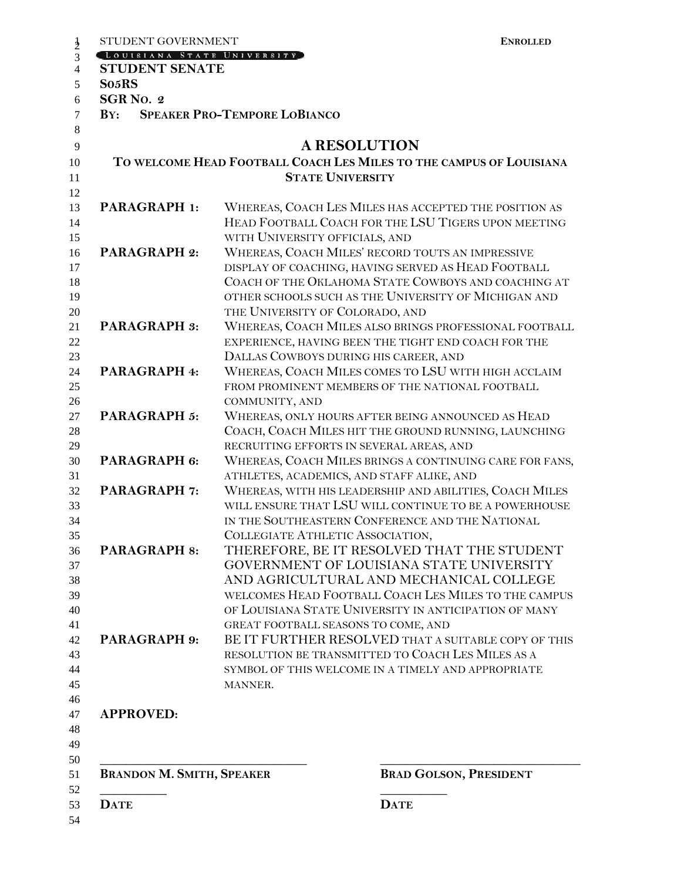STUDENT GOVERNMENT

LOUISIANA STATE UNIVERSITY

**ENROLLED**

**STUDENT SENATE**

**S05RS**

**SGR NO. 2**

**BY: SPEAKER PRO-TEMPORE LOBIANCO**

# A RESOLUTION

## TO WELCOME HEAD FOOTBALL COACH LES MILES TO THE CAMPUS OF LOUISIANA STATE UNIVERSITY

**PARAGRAPH 1:** WHEREAS, COACH LES MILES HAS ACCEPTED THE POSITION AS HEAD FOOTBALL COACH FOR THE LSU TIGERS UPON MEETING WITH UNIVERSITY OFFICIALS, AND

**PARAGRAPH 2:** WHEREAS, COACH MILES' RECORD TOUTS AN IMPRESSIVE DISPLAY OF COACHING, HAVING SERVED AS HEAD FOOTBALL COACH OF THE OKLAHOMA STATE COWBOYS AND COACHING AT OTHER SCHOOLS SUCH AS THE UNIVERSITY OF MICHIGAN AND THE UNIVERSITY OF COLORADO, AND

**PARAGRAPH 3:** WHEREAS, COACH MILES ALSO BRINGS PROFESSIONAL FOOTBALL EXPERIENCE, HAVING BEEN THE TIGHT END COACH FOR THE DALLAS COWBOYS DURING HIS CAREER, AND

**PARAGRAPH 4:** WHEREAS, COACH MILES COMES TO LSU WITH HIGH ACCLAIM FROM PROMINENT MEMBERS OF THE NATIONAL FOOTBALL COMMUNITY, AND

**PARAGRAPH 5:** WHEREAS, ONLY HOURS AFTER BEING ANNOUNCED AS HEAD COACH, COACH MILES HIT THE GROUND RUNNING, LAUNCHING RECRUITING EFFORTS IN SEVERAL AREAS, AND

**PARAGRAPH 6:** WHEREAS, COACH MILES BRINGS A CONTINUING CARE FOR FANS, ATHLETES, ACADEMICS, AND STAFF ALIKE, AND

**PARAGRAPH 7:** WHEREAS, WITH HIS LEADERSHIP AND ABILITIES, COACH MILES WILL ENSURE THAT LSU WILL CONTINUE TO BE A POWERHOUSE IN THE SOUTHEASTERN CONFERENCE AND THE NATIONAL COLLEGIATE ATHLETIC ASSOCIATION,

**PARAGRAPH 8:** THEREFORE, BE IT RESOLVED THAT THE STUDENT GOVERNMENT OF LOUISIANA STATE UNIVERSITY AND AGRICULTURAL AND MECHANICAL COLLEGE WELCOMES HEAD FOOTBALL COACH LES MILES TO THE CAMPUS OF LOUISIANA STATE UNIVERSITY IN ANTICIPATION OF MANY GREAT FOOTBALL SEASONS TO COME, AND

**PARAGRAPH 9:** BE IT FURTHER RESOLVED THAT A SUITABLE COPY OF THIS RESOLUTION BE TRANSMITTED TO COACH LES MILES AS A SYMBOL OF THIS WELCOME IN A TIMELY AND APPROPRIATE MANNER.

**APPROVED:**

_______________________________ **BRANDON M. SMITH, SPEAKER**

_________ **DATE**

_______________________________ **BRAD GOLSON, PRESIDENT**

_________ **DATE**